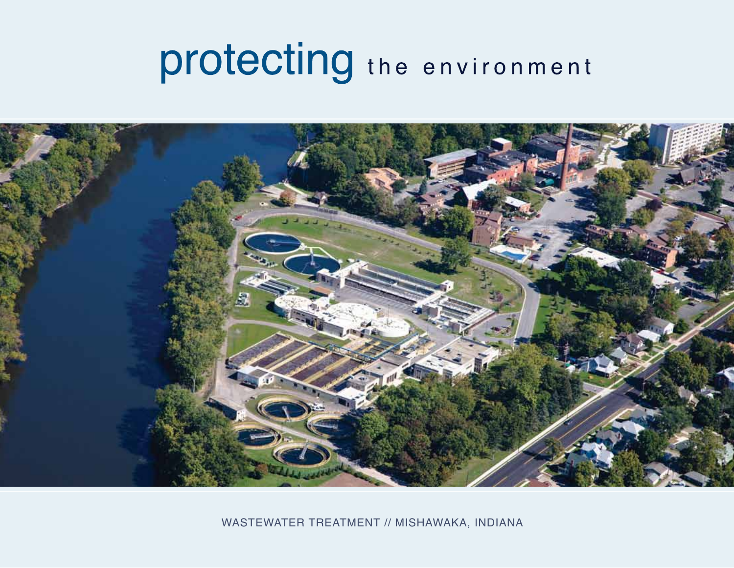# protecting the environment

WASTEWATER TREATMENT // MISHAWAKA, INDIANA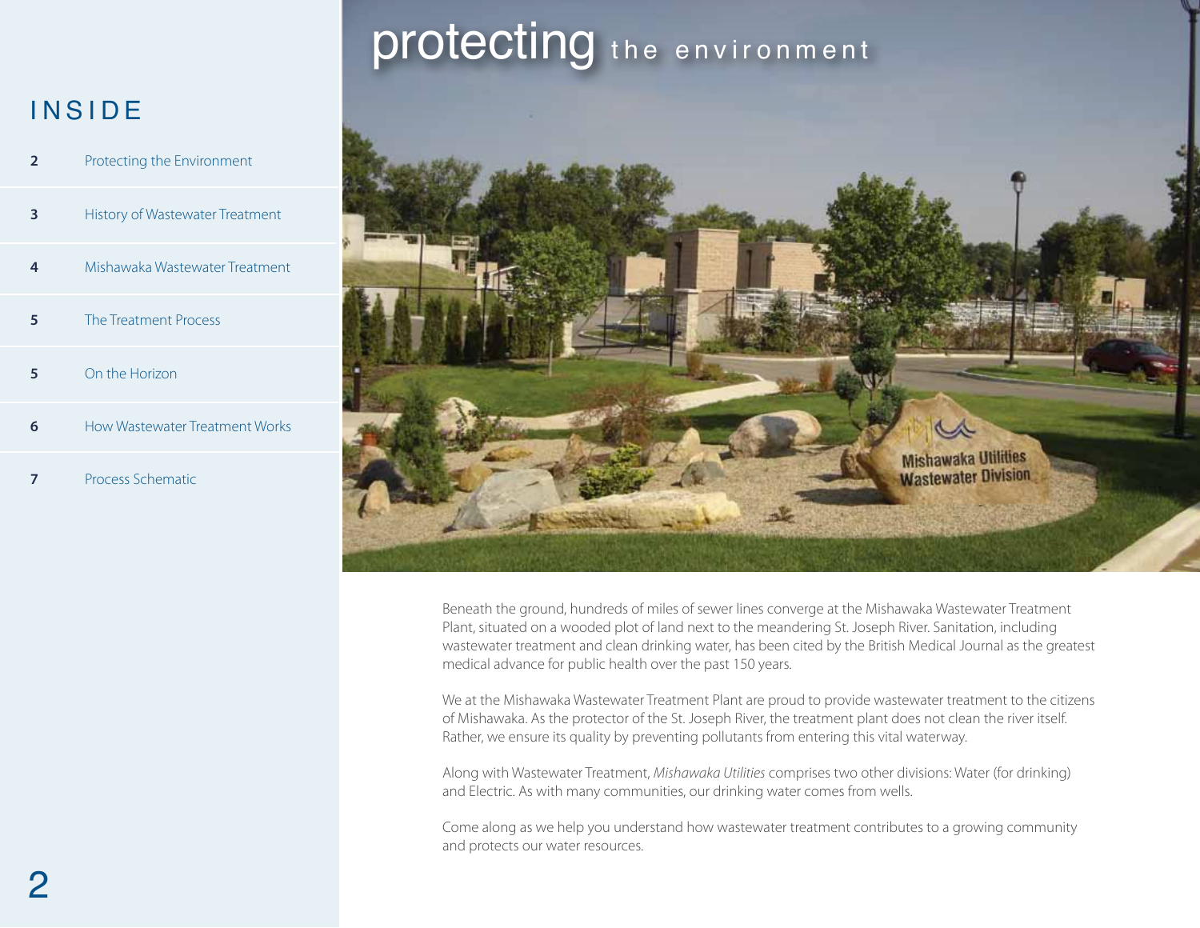## INSIDE

| | |
|---|---|
| 2 | Protecting the Environment |
| 3 | History of Wastewater Treatment |
| 4 | Mishawaka Wastewater Treatment |
| 5 | The Treatment Process |
| 5 | On the Horizon |
| 6 | How Wastewater Treatment Works |
| 7 | Process Schematic |

# protecting the environment

Beneath the ground, hundreds of miles of sewer lines converge at the Mishawaka Wastewater Treatment Plant, situated on a wooded plot of land next to the meandering St. Joseph River. Sanitation, including wastewater treatment and clean drinking water, has been cited by the British Medical Journal as the greatest medical advance for public health over the past 150 years.

We at the Mishawaka Wastewater Treatment Plant are proud to provide wastewater treatment to the citizens of Mishawaka. As the protector of the St. Joseph River, the treatment plant does not clean the river itself. Rather, we ensure its quality by preventing pollutants from entering this vital waterway.

Along with Wastewater Treatment, *Mishawaka Utilities* comprises two other divisions: Water (for drinking) and Electric. As with many communities, our drinking water comes from wells.

Come along as we help you understand how wastewater treatment contributes to a growing community and protects our water resources.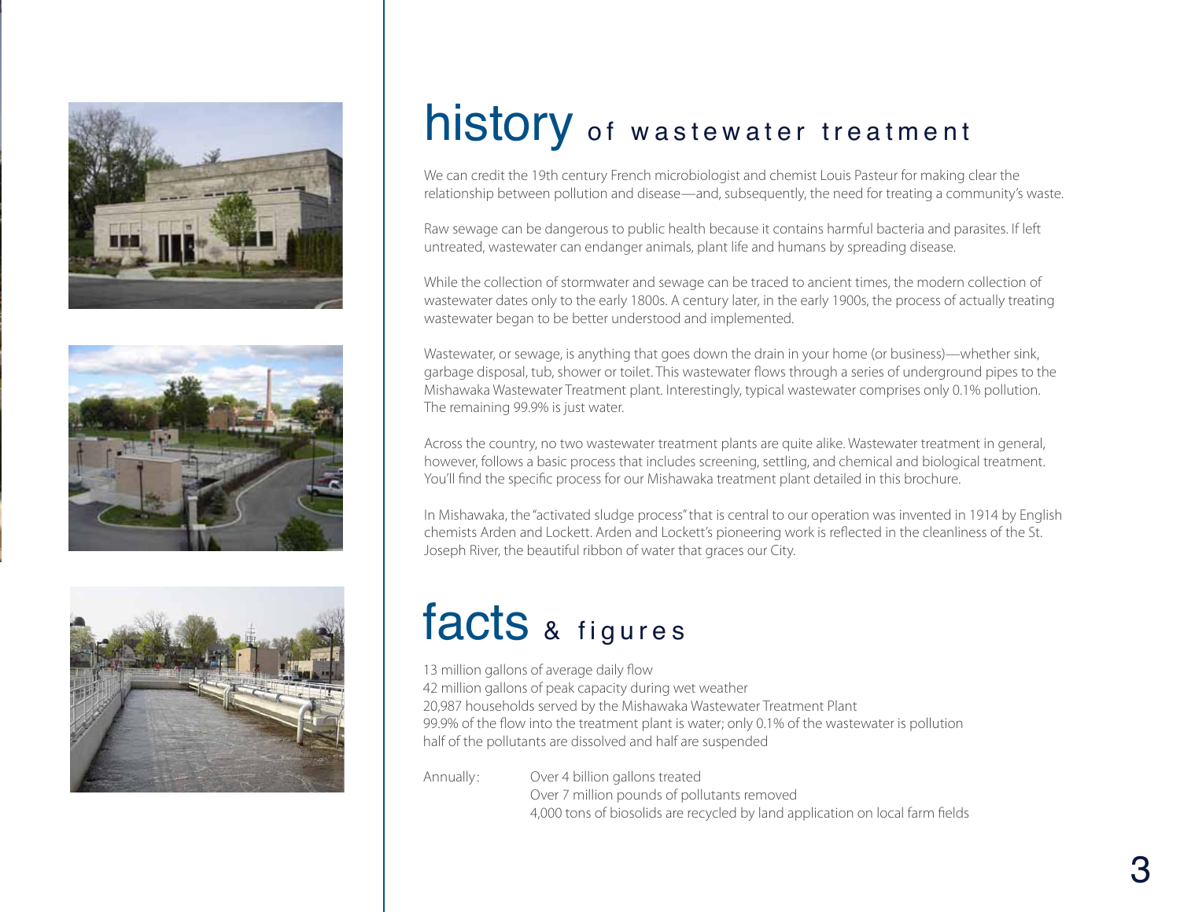# history of wastewater treatment

We can credit the 19th century French microbiologist and chemist Louis Pasteur for making clear the relationship between pollution and disease—and, subsequently, the need for treating a community's waste.

Raw sewage can be dangerous to public health because it contains harmful bacteria and parasites. If left untreated, wastewater can endanger animals, plant life and humans by spreading disease.

While the collection of stormwater and sewage can be traced to ancient times, the modern collection of wastewater dates only to the early 1800s. A century later, in the early 1900s, the process of actually treating wastewater began to be better understood and implemented.

Wastewater, or sewage, is anything that goes down the drain in your home (or business)—whether sink, garbage disposal, tub, shower or toilet. This wastewater flows through a series of underground pipes to the Mishawaka Wastewater Treatment plant. Interestingly, typical wastewater comprises only 0.1% pollution. The remaining 99.9% is just water.

Across the country, no two wastewater treatment plants are quite alike. Wastewater treatment in general, however, follows a basic process that includes screening, settling, and chemical and biological treatment. You'll find the specific process for our Mishawaka treatment plant detailed in this brochure.

In Mishawaka, the "activated sludge process" that is central to our operation was invented in 1914 by English chemists Arden and Lockett. Arden and Lockett's pioneering work is reflected in the cleanliness of the St. Joseph River, the beautiful ribbon of water that graces our City.

# facts & figures

13 million gallons of average daily flow
42 million gallons of peak capacity during wet weather
20,987 households served by the Mishawaka Wastewater Treatment Plant
99.9% of the flow into the treatment plant is water; only 0.1% of the wastewater is pollution
half of the pollutants are dissolved and half are suspended

Annually:
- Over 4 billion gallons treated
- Over 7 million pounds of pollutants removed
- 4,000 tons of biosolids are recycled by land application on local farm fields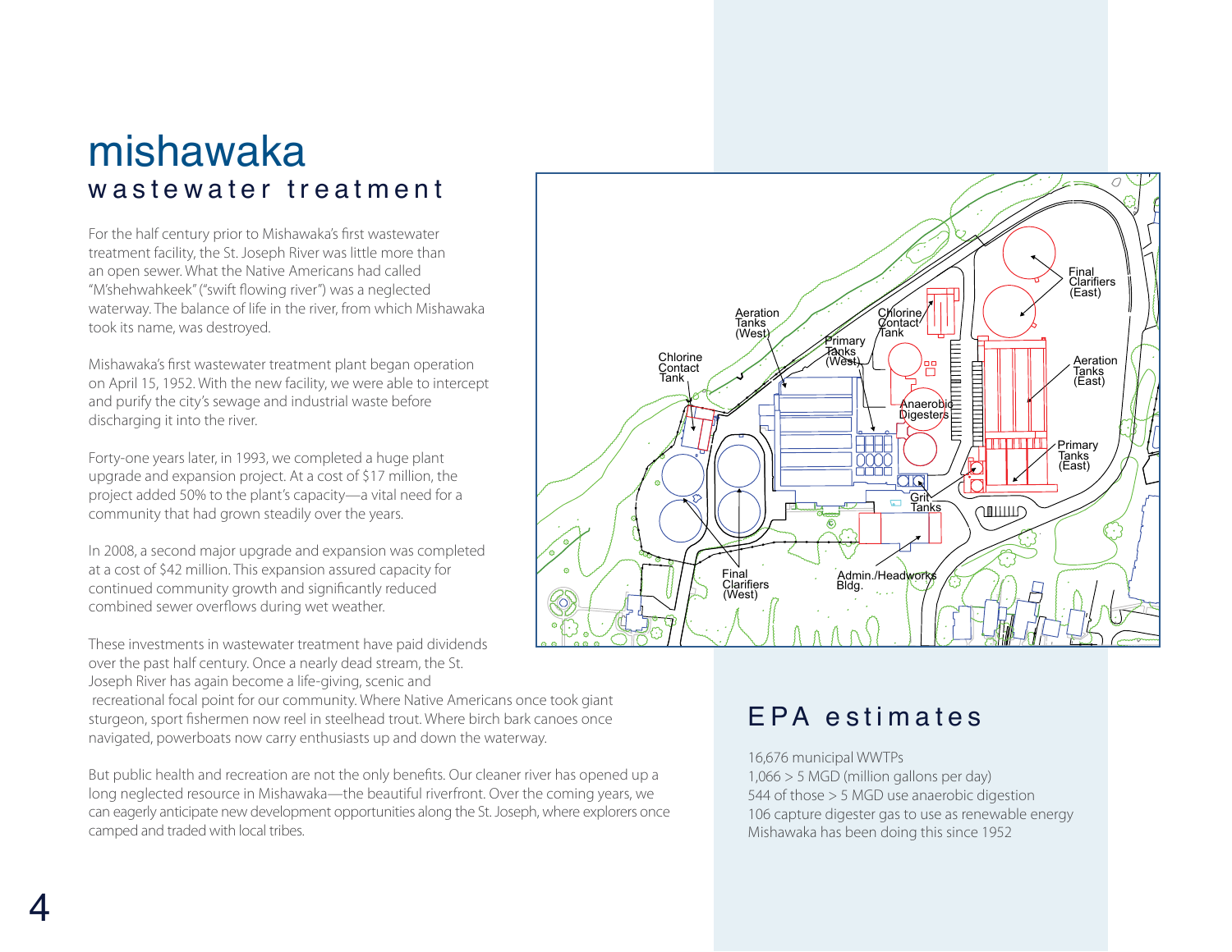# mishawaka

## wastewater treatment

For the half century prior to Mishawaka's first wastewater treatment facility, the St. Joseph River was little more than an open sewer. What the Native Americans had called "M'shehwahkeek" ("swift flowing river") was a neglected waterway. The balance of life in the river, from which Mishawaka took its name, was destroyed.

Mishawaka's first wastewater treatment plant began operation on April 15, 1952. With the new facility, we were able to intercept and purify the city's sewage and industrial waste before discharging it into the river.

Forty-one years later, in 1993, we completed a huge plant upgrade and expansion project. At a cost of $17 million, the project added 50% to the plant's capacity—a vital need for a community that had grown steadily over the years.

In 2008, a second major upgrade and expansion was completed at a cost of $42 million. This expansion assured capacity for continued community growth and significantly reduced combined sewer overflows during wet weather.

These investments in wastewater treatment have paid dividends over the past half century. Once a nearly dead stream, the St. Joseph River has again become a life-giving, scenic and recreational focal point for our community. Where Native Americans once took giant sturgeon, sport fishermen now reel in steelhead trout. Where birch bark canoes once navigated, powerboats now carry enthusiasts up and down the waterway.

But public health and recreation are not the only benefits. Our cleaner river has opened up a long neglected resource in Mishawaka—the beautiful riverfront. Over the coming years, we can eagerly anticipate new development opportunities along the St. Joseph, where explorers once camped and traded with local tribes.

Aeration Tanks (West) · Chlorine Contact Tank · Primary Tanks (West) · Chlorine Contact Tank · Final Clarifiers (East) · Aeration Tanks (East) · Anaerobic Digesters · Primary Tanks (East) · Grit Tanks · Final Clarifiers (West) · Admin./Headworks Bldg.

## EPA estimates

16,676 municipal WWTPs
1,066 > 5 MGD (million gallons per day)
544 of those > 5 MGD use anaerobic digestion
106 capture digester gas to use as renewable energy
Mishawaka has been doing this since 1952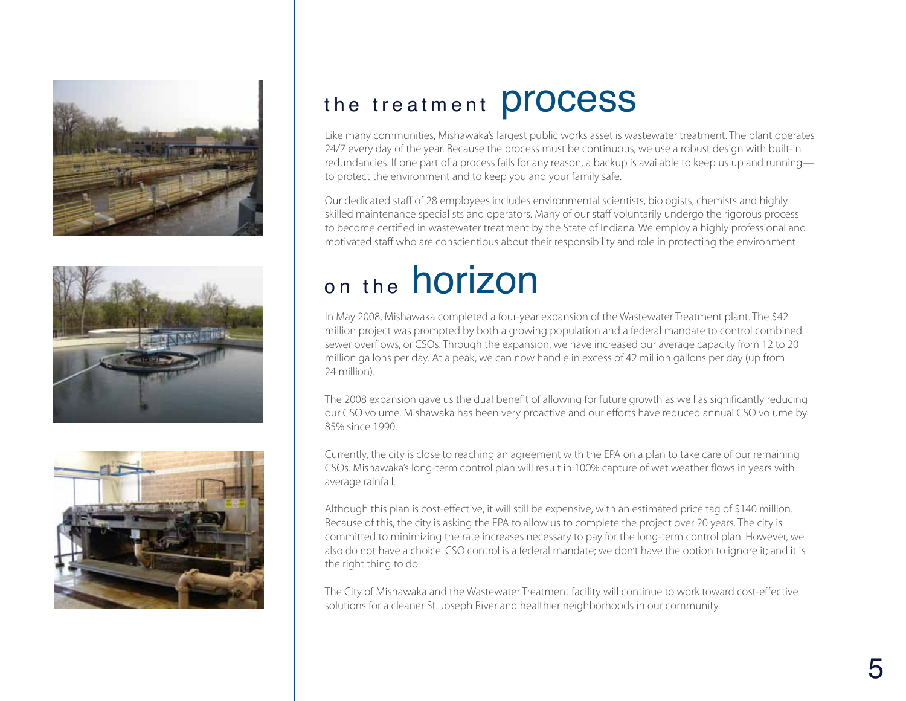# the treatment process

Like many communities, Mishawaka's largest public works asset is wastewater treatment. The plant operates 24/7 every day of the year. Because the process must be continuous, we use a robust design with built-in redundancies. If one part of a process fails for any reason, a backup is available to keep us up and running—to protect the environment and to keep you and your family safe.

Our dedicated staff of 28 employees includes environmental scientists, biologists, chemists and highly skilled maintenance specialists and operators. Many of our staff voluntarily undergo the rigorous process to become certified in wastewater treatment by the State of Indiana. We employ a highly professional and motivated staff who are conscientious about their responsibility and role in protecting the environment.

# on the horizon

In May 2008, Mishawaka completed a four-year expansion of the Wastewater Treatment plant. The $42 million project was prompted by both a growing population and a federal mandate to control combined sewer overflows, or CSOs. Through the expansion, we have increased our average capacity from 12 to 20 million gallons per day. At a peak, we can now handle in excess of 42 million gallons per day (up from 24 million).

The 2008 expansion gave us the dual benefit of allowing for future growth as well as significantly reducing our CSO volume. Mishawaka has been very proactive and our efforts have reduced annual CSO volume by 85% since 1990.

Currently, the city is close to reaching an agreement with the EPA on a plan to take care of our remaining CSOs. Mishawaka's long-term control plan will result in 100% capture of wet weather flows in years with average rainfall.

Although this plan is cost-effective, it will still be expensive, with an estimated price tag of $140 million. Because of this, the city is asking the EPA to allow us to complete the project over 20 years. The city is committed to minimizing the rate increases necessary to pay for the long-term control plan. However, we also do not have a choice. CSO control is a federal mandate; we don't have the option to ignore it; and it is the right thing to do.

The City of Mishawaka and the Wastewater Treatment facility will continue to work toward cost-effective solutions for a cleaner St. Joseph River and healthier neighborhoods in our community.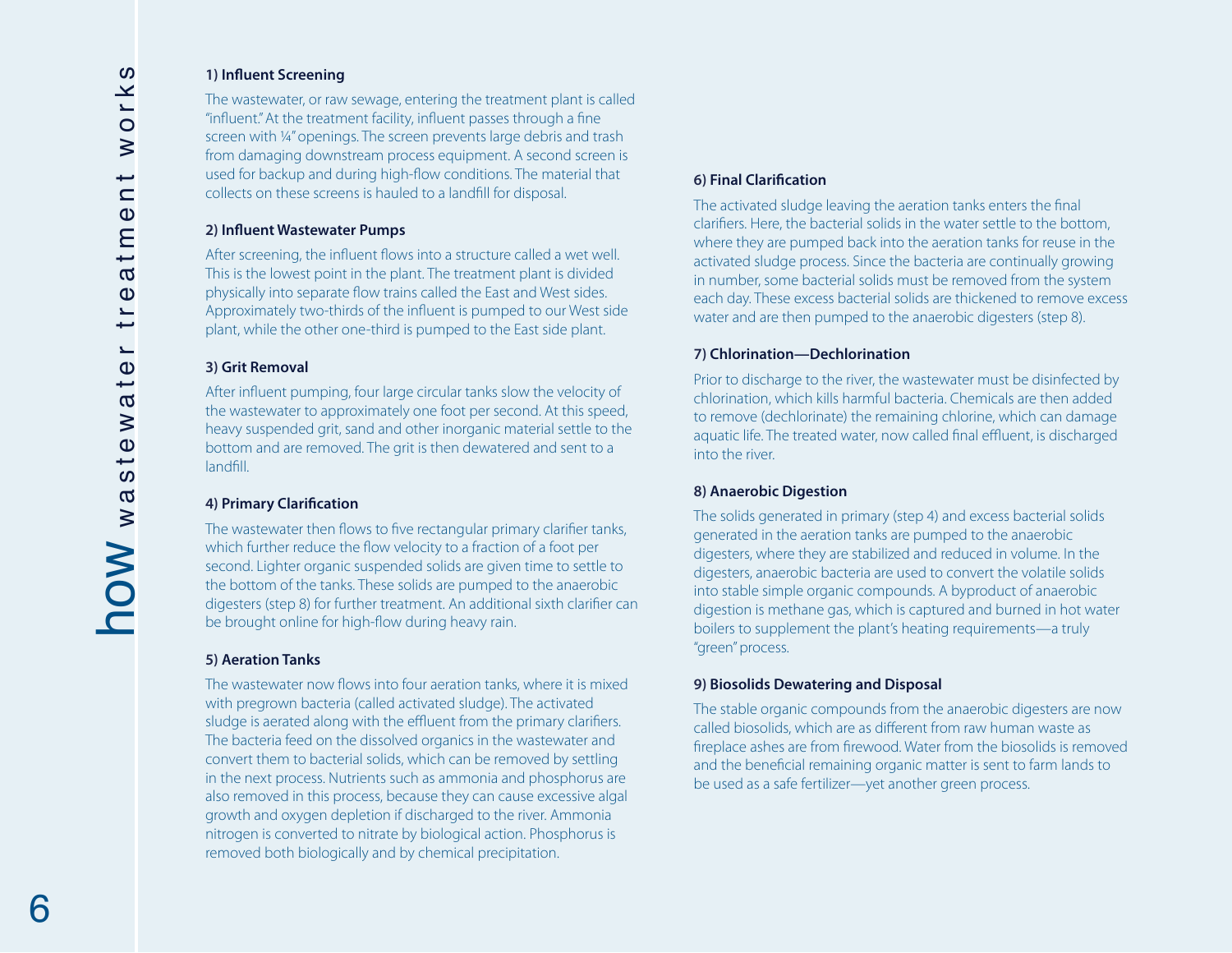# how wastewater treatment works

### 1) Influent Screening

The wastewater, or raw sewage, entering the treatment plant is called "influent." At the treatment facility, influent passes through a fine screen with ¼" openings. The screen prevents large debris and trash from damaging downstream process equipment. A second screen is used for backup and during high-flow conditions. The material that collects on these screens is hauled to a landfill for disposal.

### 2) Influent Wastewater Pumps

After screening, the influent flows into a structure called a wet well. This is the lowest point in the plant. The treatment plant is divided physically into separate flow trains called the East and West sides. Approximately two-thirds of the influent is pumped to our West side plant, while the other one-third is pumped to the East side plant.

### 3) Grit Removal

After influent pumping, four large circular tanks slow the velocity of the wastewater to approximately one foot per second. At this speed, heavy suspended grit, sand and other inorganic material settle to the bottom and are removed. The grit is then dewatered and sent to a landfill.

### 4) Primary Clarification

The wastewater then flows to five rectangular primary clarifier tanks, which further reduce the flow velocity to a fraction of a foot per second. Lighter organic suspended solids are given time to settle to the bottom of the tanks. These solids are pumped to the anaerobic digesters (step 8) for further treatment. An additional sixth clarifier can be brought online for high-flow during heavy rain.

### 5) Aeration Tanks

The wastewater now flows into four aeration tanks, where it is mixed with pregrown bacteria (called activated sludge). The activated sludge is aerated along with the effluent from the primary clarifiers. The bacteria feed on the dissolved organics in the wastewater and convert them to bacterial solids, which can be removed by settling in the next process. Nutrients such as ammonia and phosphorus are also removed in this process, because they can cause excessive algal growth and oxygen depletion if discharged to the river. Ammonia nitrogen is converted to nitrate by biological action. Phosphorus is removed both biologically and by chemical precipitation.

### 6) Final Clarification

The activated sludge leaving the aeration tanks enters the final clarifiers. Here, the bacterial solids in the water settle to the bottom, where they are pumped back into the aeration tanks for reuse in the activated sludge process. Since the bacteria are continually growing in number, some bacterial solids must be removed from the system each day. These excess bacterial solids are thickened to remove excess water and are then pumped to the anaerobic digesters (step 8).

### 7) Chlorination—Dechlorination

Prior to discharge to the river, the wastewater must be disinfected by chlorination, which kills harmful bacteria. Chemicals are then added to remove (dechlorinate) the remaining chlorine, which can damage aquatic life. The treated water, now called final effluent, is discharged into the river.

### 8) Anaerobic Digestion

The solids generated in primary (step 4) and excess bacterial solids generated in the aeration tanks are pumped to the anaerobic digesters, where they are stabilized and reduced in volume. In the digesters, anaerobic bacteria are used to convert the volatile solids into stable simple organic compounds. A byproduct of anaerobic digestion is methane gas, which is captured and burned in hot water boilers to supplement the plant's heating requirements—a truly "green" process.

### 9) Biosolids Dewatering and Disposal

The stable organic compounds from the anaerobic digesters are now called biosolids, which are as different from raw human waste as fireplace ashes are from firewood. Water from the biosolids is removed and the beneficial remaining organic matter is sent to farm lands to be used as a safe fertilizer—yet another green process.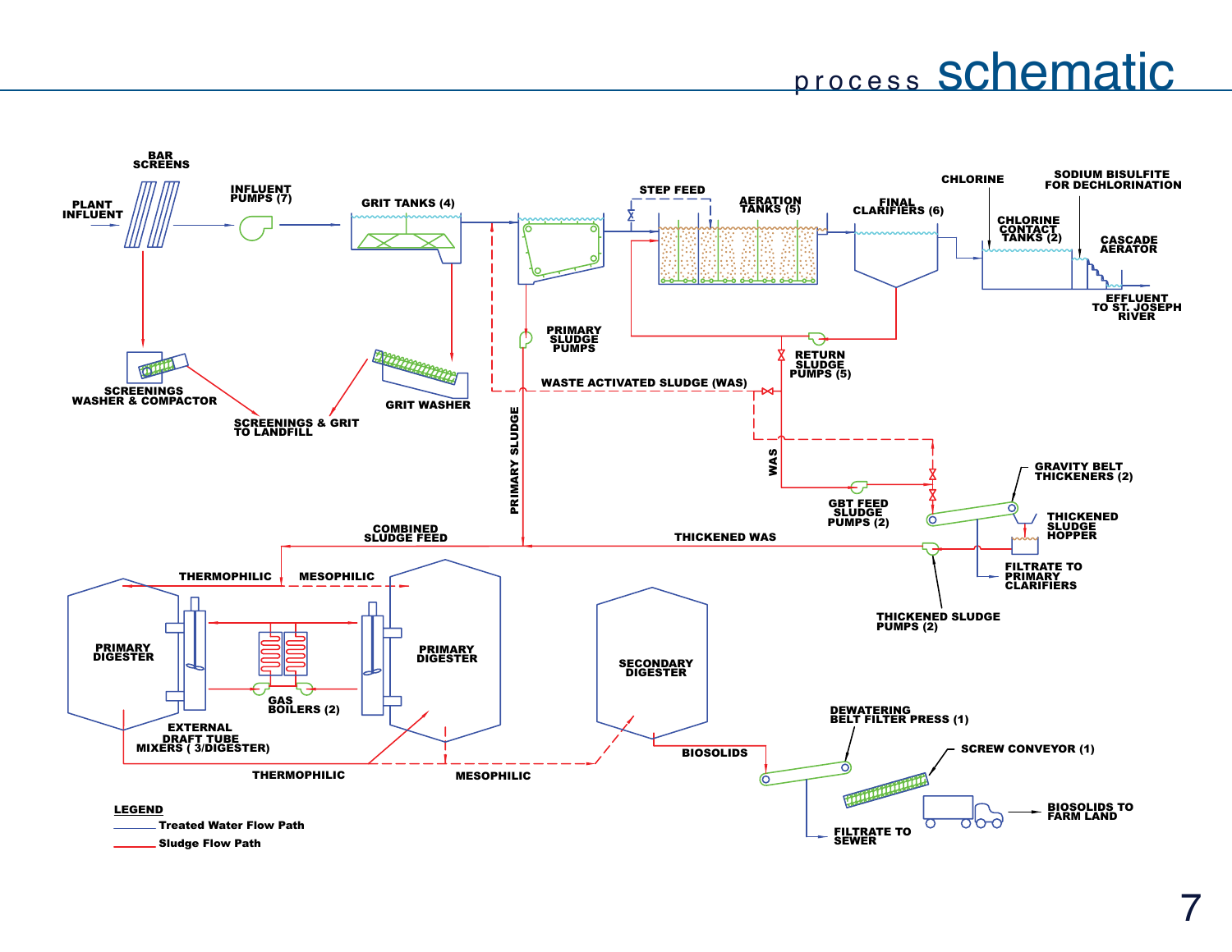# process schematic

BAR SCREENS

PLANT INFLUENT

INFLUENT PUMPS (7)

GRIT TANKS (4)

STEP FEED

AERATION TANKS (5)

FINAL CLARIFIERS (6)

CHLORINE

SODIUM BISULFITE FOR DECHLORINATION

CHLORINE CONTACT TANKS (2)

CASCADE AERATOR

EFFLUENT TO ST. JOSEPH RIVER

SCREENINGS WASHER & COMPACTOR

SCREENINGS & GRIT TO LANDFILL

GRIT WASHER

PRIMARY SLUDGE PUMPS

WASTE ACTIVATED SLUDGE (WAS)

RETURN SLUDGE PUMPS (5)

PRIMARY SLUDGE

WAS

GBT FEED SLUDGE PUMPS (2)

GRAVITY BELT THICKENERS (2)

THICKENED SLUDGE HOPPER

FILTRATE TO PRIMARY CLARIFIERS

COMBINED SLUDGE FEED

THICKENED WAS

THICKENED SLUDGE PUMPS (2)

THERMOPHILIC

MESOPHILIC

PRIMARY DIGESTER

PRIMARY DIGESTER

SECONDARY DIGESTER

GAS BOILERS (2)

EXTERNAL DRAFT TUBE MIXERS ( 3/DIGESTER)

THERMOPHILIC

MESOPHILIC

BIOSOLIDS

DEWATERING BELT FILTER PRESS (1)

SCREW CONVEYOR (1)

BIOSOLIDS TO FARM LAND

FILTRATE TO SEWER

LEGEND

Treated Water Flow Path

Sludge Flow Path